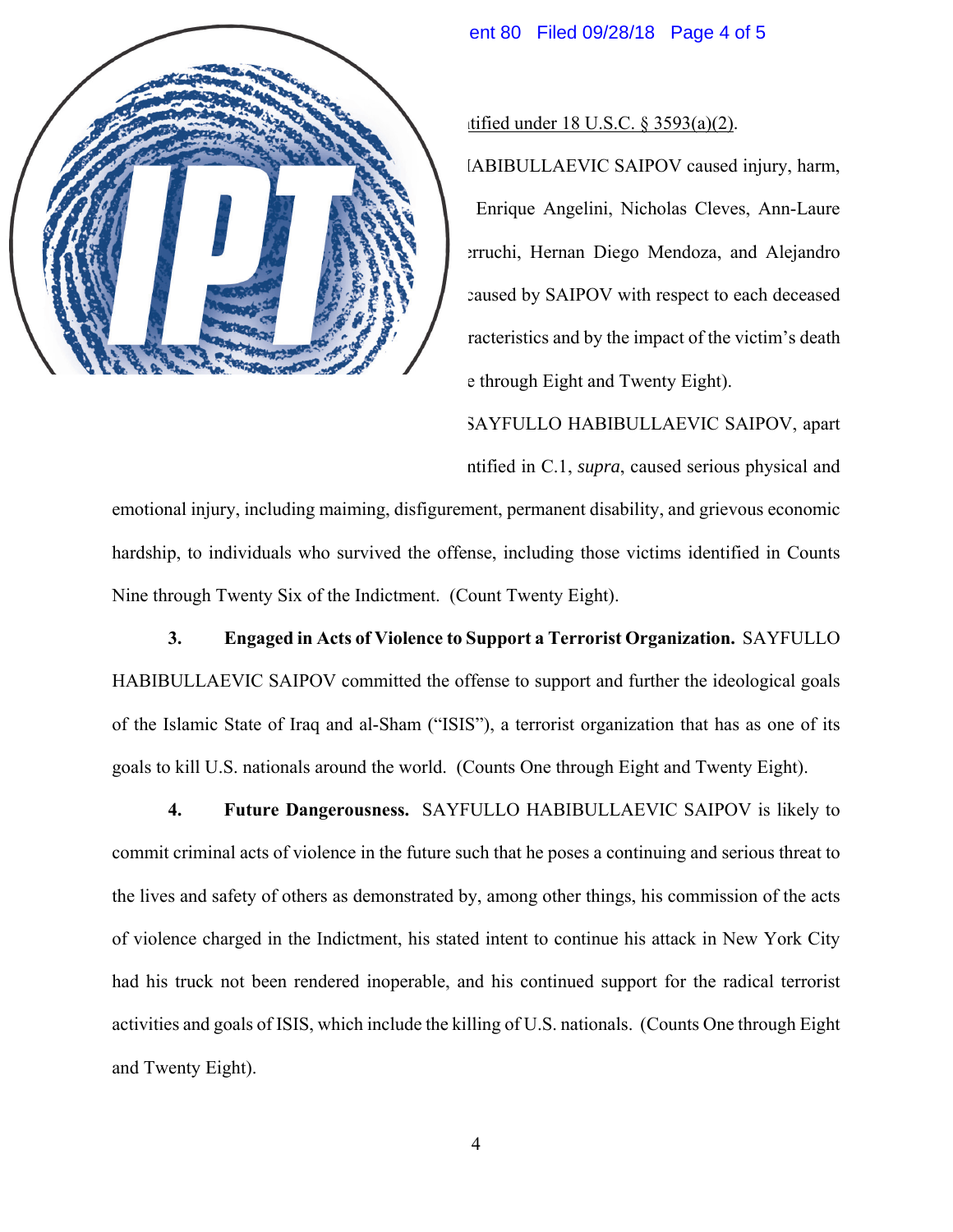tified under 18 U.S.C. § 3593(a)(2).

ABIBULLAEVIC SAIPOV caused injury, harm, Enrique Angelini, Nicholas Cleves, Ann-Laure erruchi, Hernan Diego Mendoza, and Alejandro caused by SAIPOV with respect to each deceased racteristics and by the impact of the victim's death e through Eight and Twenty Eight).

SAYFULLO HABIBULLAEVIC SAIPOV, apart ntified in C.1, *supra*, caused serious physical and emotional injury, including maiming, disfigurement, permanent disability, and grievous economic hardship, to individuals who survived the offense, including those victims identified in Counts Nine through Twenty Six of the Indictment. (Count Twenty Eight).

3. **Engaged in Acts of Violence to Support a Terrorist Organization.** SAYFULLO HABIBULLAEVIC SAIPOV committed the offense to support and further the ideological goals of the Islamic State of Iraq and al-Sham ("ISIS"), a terrorist organization that has as one of its goals to kill U.S. nationals around the world. (Counts One through Eight and Twenty Eight).

4. **Future Dangerousness.** SAYFULLO HABIBULLAEVIC SAIPOV is likely to commit criminal acts of violence in the future such that he poses a continuing and serious threat to the lives and safety of others as demonstrated by, among other things, his commission of the acts of violence charged in the Indictment, his stated intent to continue his attack in New York City had his truck not been rendered inoperable, and his continued support for the radical terrorist activities and goals of ISIS, which include the killing of U.S. nationals. (Counts One through Eight and Twenty Eight).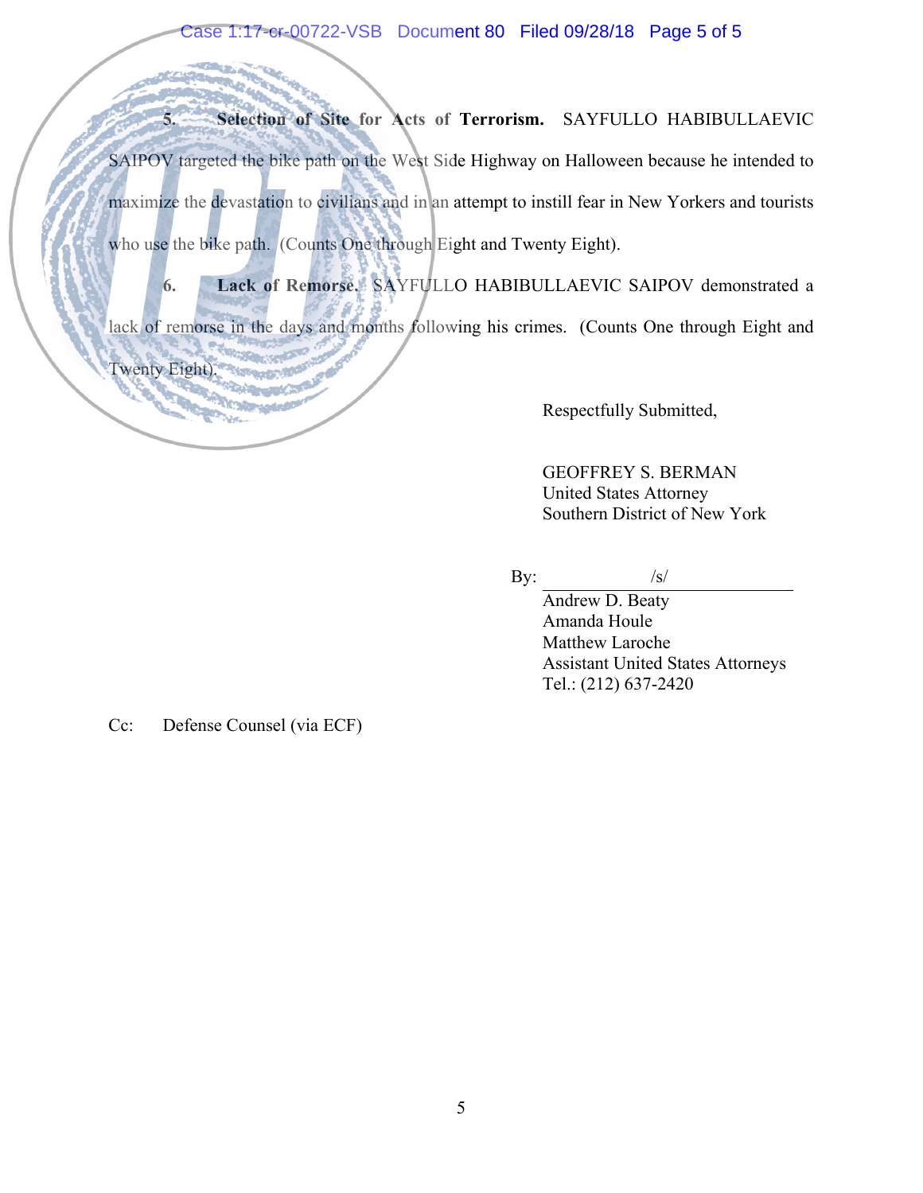5. **Selection of Site for Acts of Terrorism.** SAYFULLO HABIBULLAEVIC SAIPOV targeted the bike path on the West Side Highway on Halloween because he intended to maximize the devastation to civilians and in an attempt to instill fear in New Yorkers and tourists who use the bike path. (Counts One through Eight and Twenty Eight).

6. **Lack of Remorse.** SAYFULLO HABIBULLAEVIC SAIPOV demonstrated a lack of remorse in the days and months following his crimes. (Counts One through Eight and Twenty Eight).

Respectfully Submitted,

GEOFFREY S. BERMAN
United States Attorney
Southern District of New York

By: /s/
Andrew D. Beaty
Amanda Houle
Matthew Laroche
Assistant United States Attorneys
Tel.: (212) 637-2420

Cc: Defense Counsel (via ECF)